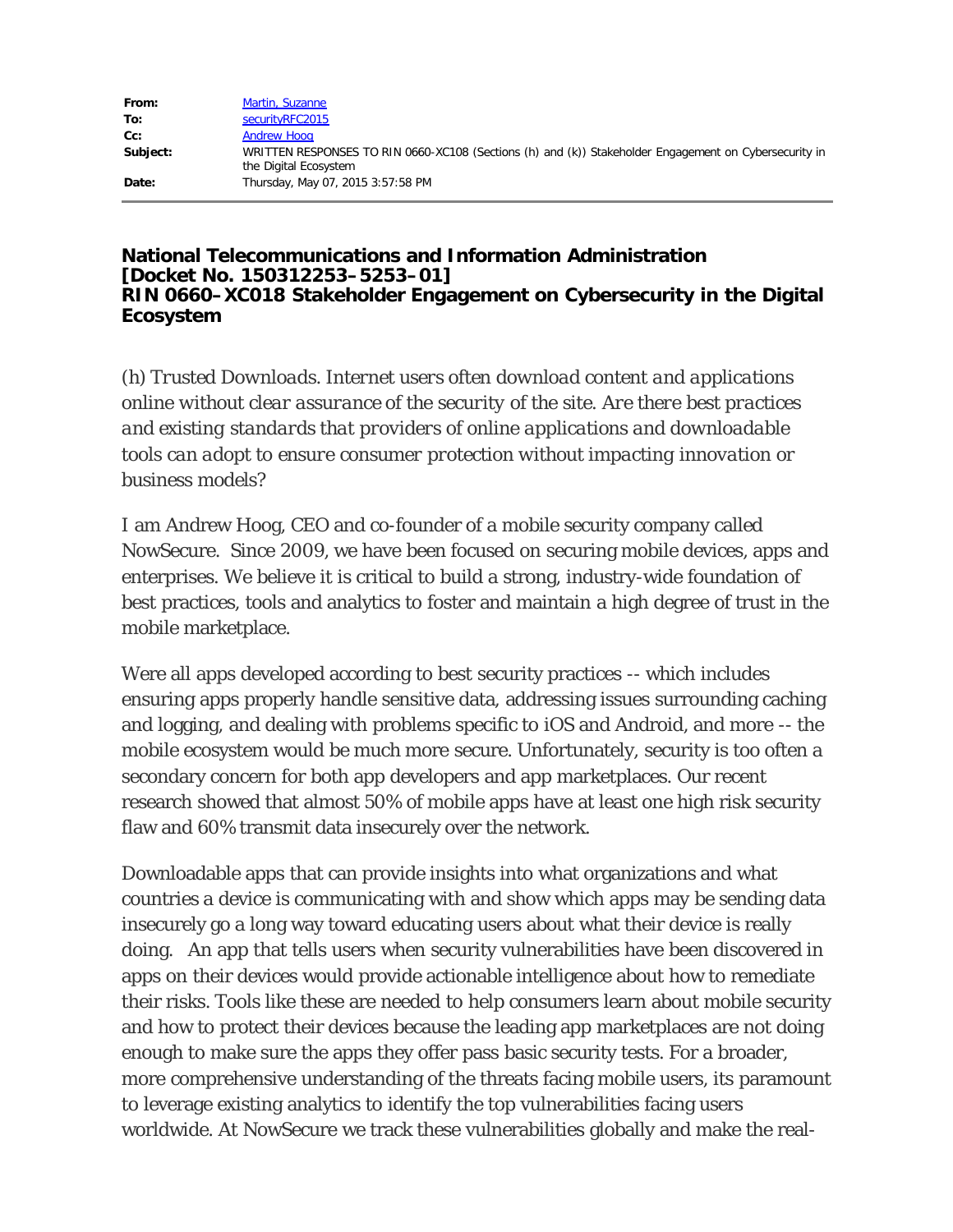| | |
|---|---|
| **From:** | Martin, Suzanne |
| **To:** | securityRFC2015 |
| **Cc:** | Andrew Hoog |
| **Subject:** | WRITTEN RESPONSES TO RIN 0660-XC108 (Sections (h) and (k)) Stakeholder Engagement on Cybersecurity in the Digital Ecosystem |
| **Date:** | Thursday, May 07, 2015 3:57:58 PM |

**National Telecommunications and Information Administration**
**[Docket No. 150312253–5253–01]**
**RIN 0660–XC018 Stakeholder Engagement on Cybersecurity in the Digital Ecosystem**

*(h) Trusted Downloads. Internet users often download content and applications online without clear assurance of the security of the site. Are there best practices and existing standards that providers of online applications and downloadable tools can adopt to ensure consumer protection without impacting innovation or business models?*

I am Andrew Hoog, CEO and co-founder of a mobile security company called NowSecure. Since 2009, we have been focused on securing mobile devices, apps and enterprises. We believe it is critical to build a strong, industry-wide foundation of best practices, tools and analytics to foster and maintain a high degree of trust in the mobile marketplace.

Were all apps developed according to best security practices -- which includes ensuring apps properly handle sensitive data, addressing issues surrounding caching and logging, and dealing with problems specific to iOS and Android, and more -- the mobile ecosystem would be much more secure. Unfortunately, security is too often a secondary concern for both app developers and app marketplaces. Our recent research showed that almost 50% of mobile apps have at least one high risk security flaw and 60% transmit data insecurely over the network.

Downloadable apps that can provide insights into what organizations and what countries a device is communicating with and show which apps may be sending data insecurely go a long way toward educating users about what their device is really doing. An app that tells users when security vulnerabilities have been discovered in apps on their devices would provide actionable intelligence about how to remediate their risks. Tools like these are needed to help consumers learn about mobile security and how to protect their devices because the leading app marketplaces are not doing enough to make sure the apps they offer pass basic security tests. For a broader, more comprehensive understanding of the threats facing mobile users, its paramount to leverage existing analytics to identify the top vulnerabilities facing users worldwide. At NowSecure we track these vulnerabilities globally and make the real-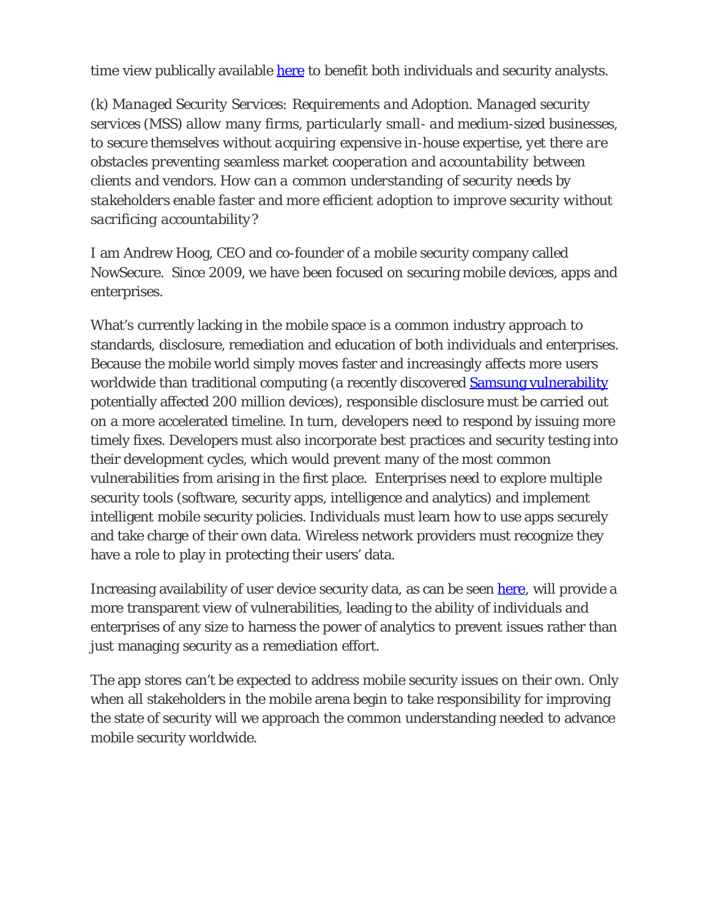time view publically available here to benefit both individuals and security analysts.

*(k) Managed Security Services: Requirements and Adoption. Managed security services (MSS) allow many firms, particularly small- and medium-sized businesses, to secure themselves without acquiring expensive in-house expertise, yet there are obstacles preventing seamless market cooperation and accountability between clients and vendors. How can a common understanding of security needs by stakeholders enable faster and more efficient adoption to improve security without sacrificing accountability?*

I am Andrew Hoog, CEO and co-founder of a mobile security company called NowSecure. Since 2009, we have been focused on securing mobile devices, apps and enterprises.

What's currently lacking in the mobile space is a common industry approach to standards, disclosure, remediation and education of both individuals and enterprises. Because the mobile world simply moves faster and increasingly affects more users worldwide than traditional computing (a recently discovered Samsung vulnerability potentially affected 200 million devices), responsible disclosure must be carried out on a more accelerated timeline. In turn, developers need to respond by issuing more timely fixes. Developers must also incorporate best practices and security testing into their development cycles, which would prevent many of the most common vulnerabilities from arising in the first place. Enterprises need to explore multiple security tools (software, security apps, intelligence and analytics) and implement intelligent mobile security policies. Individuals must learn how to use apps securely and take charge of their own data. Wireless network providers must recognize they have a role to play in protecting their users' data.

Increasing availability of user device security data, as can be seen here, will provide a more transparent view of vulnerabilities, leading to the ability of individuals and enterprises of any size to harness the power of analytics to prevent issues rather than just managing security as a remediation effort.

The app stores can't be expected to address mobile security issues on their own. Only when all stakeholders in the mobile arena begin to take responsibility for improving the state of security will we approach the common understanding needed to advance mobile security worldwide.